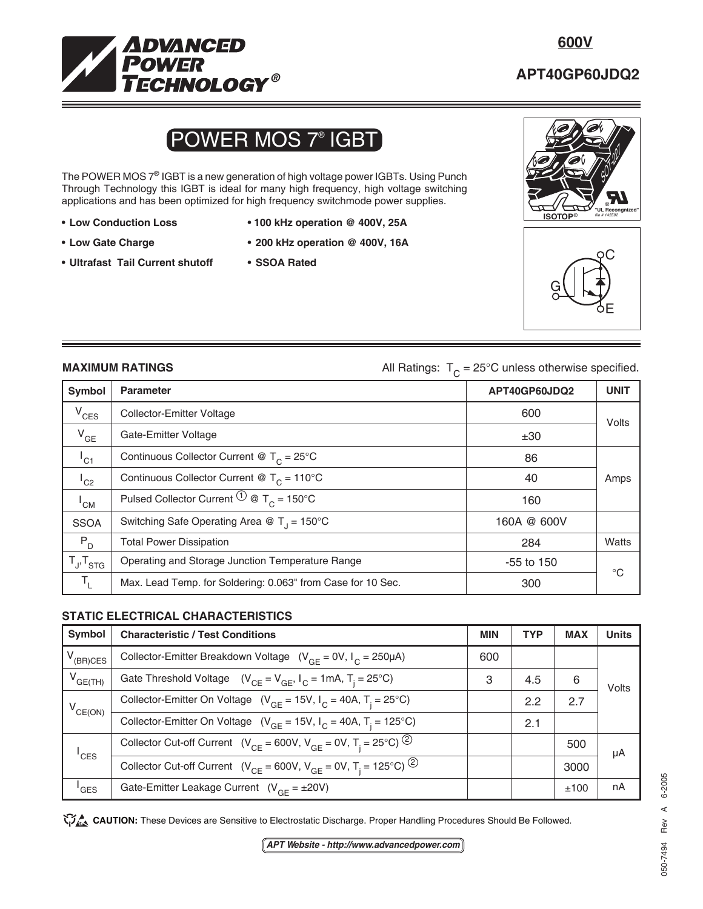**600V**

**APT40GP60JDQ2**

# POWER MOS 7® IGBT

The POWER MOS 7® IGBT is a new generation of high voltage power IGBTs. Using Punch Through Technology this IGBT is ideal for many high frequency, high voltage switching applications and has been optimized for high frequency switchmode power supplies.

- **Low Conduction Loss**
- **Low Gate Charge**
- **Ultrafast Tail Current shutoff**
- **100 kHz operation @ 400V, 25A**
- **200 kHz operation @ 400V, 16A**
- **SSOA Rated**

ISOTOP® SOT-227 "UL Recongnized" file # 145592

## MAXIMUM RATINGS

All Ratings: $T_C = 25°C$ unless otherwise specified.

| Symbol | Parameter | APT40GP60JDQ2 | UNIT |
|---|---|---|---|
| $V_{CES}$ | Collector-Emitter Voltage | 600 | Volts |
| $V_{GE}$ | Gate-Emitter Voltage | ±30 | |
| $I_{C1}$ | Continuous Collector Current @ $T_C = 25°C$ | 86 | Amps |
| $I_{C2}$ | Continuous Collector Current @ $T_C = 110°C$ | 40 | |
| $I_{CM}$ | Pulsed Collector Current ① @ $T_C = 150°C$ | 160 | |
| SSOA | Switching Safe Operating Area @ $T_J = 150°C$ | 160A @ 600V | |
| $P_D$ | Total Power Dissipation | 284 | Watts |
| $T_J$,$T_{STG}$ | Operating and Storage Junction Temperature Range | -55 to 150 | °C |
| $T_L$ | Max. Lead Temp. for Soldering: 0.063" from Case for 10 Sec. | 300 | |

## STATIC ELECTRICAL CHARACTERISTICS

| Symbol | Characteristic / Test Conditions | MIN | TYP | MAX | Units |
|---|---|---|---|---|---|
| $V_{(BR)CES}$ | Collector-Emitter Breakdown Voltage ($V_{GE} = 0V$, $I_C = 250μA$) | 600 | | | Volts |
| $V_{GE(TH)}$ | Gate Threshold Voltage ($V_{CE} = V_{GE}$, $I_C = 1mA$, $T_j = 25°C$) | 3 | 4.5 | 6 | |
| $V_{CE(ON)}$ | Collector-Emitter On Voltage ($V_{GE} = 15V$, $I_C = 40A$, $T_j = 25°C$) | | 2.2 | 2.7 | |
| | Collector-Emitter On Voltage ($V_{GE} = 15V$, $I_C = 40A$, $T_j = 125°C$) | | 2.1 | | |
| $I_{CES}$ | Collector Cut-off Current ($V_{CE} = 600V$, $V_{GE} = 0V$, $T_j = 25°C$) ② | | | 500 | μA |
| | Collector Cut-off Current ($V_{CE} = 600V$, $V_{GE} = 0V$, $T_j = 125°C$) ② | | | 3000 | |
| $I_{GES}$ | Gate-Emitter Leakage Current ($V_{GE} = ±20V$) | | | ±100 | nA |

**CAUTION:** These Devices are Sensitive to Electrostatic Discharge. Proper Handling Procedures Should Be Followed.

*APT Website - http://www.advancedpower.com*

050-7494 Rev A 6-2005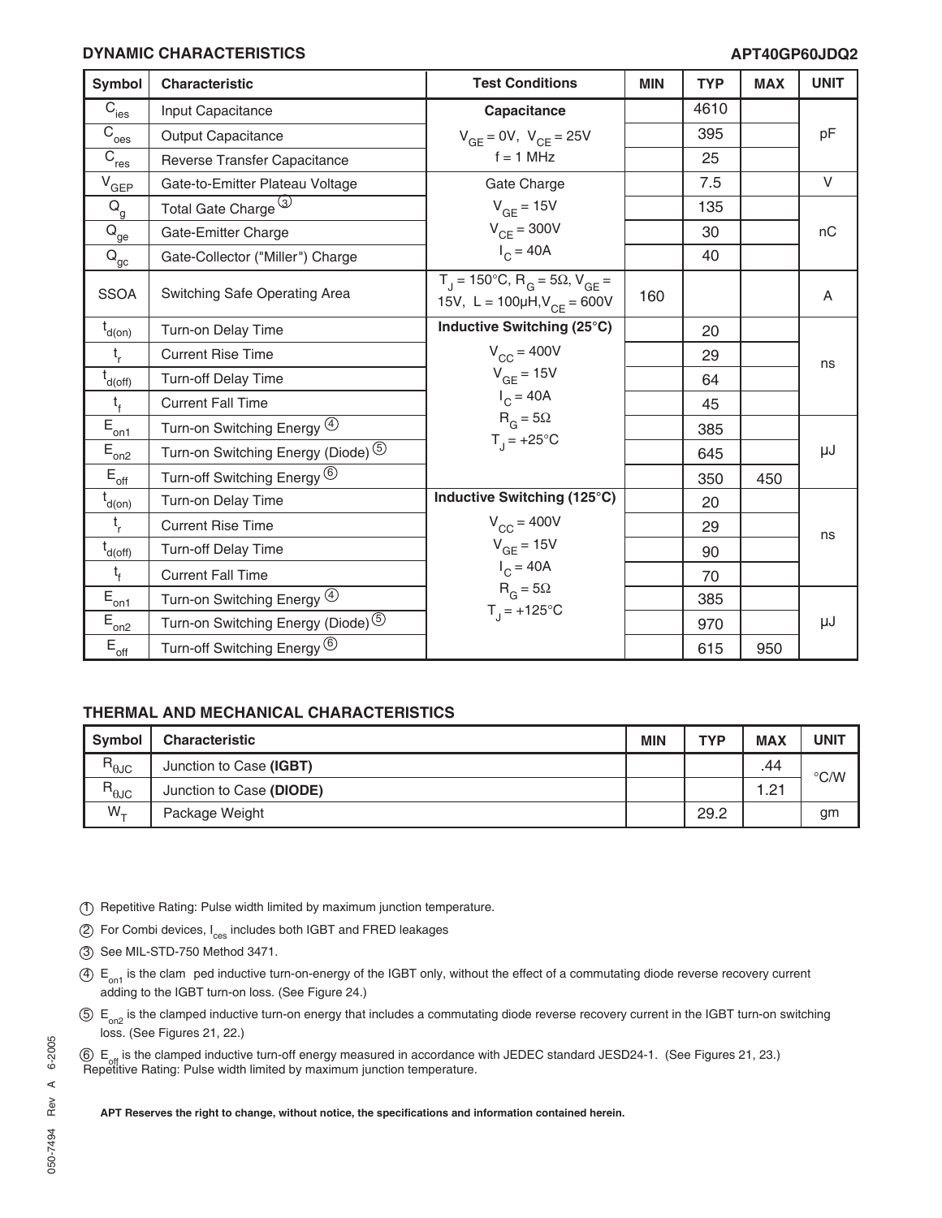## DYNAMIC CHARACTERISTICS

APT40GP60JDQ2

| Symbol | Characteristic | Test Conditions | MIN | TYP | MAX | UNIT |
|---|---|---|---|---|---|---|
| $C_{ies}$ | Input Capacitance | **Capacitance** | | 4610 | | pF |
| $C_{oes}$ | Output Capacitance | $V_{GE}$ = 0V, $V_{CE}$ = 25V | | 395 | | |
| $C_{res}$ | Reverse Transfer Capacitance | f = 1 MHz | | 25 | | |
| $V_{GEP}$ | Gate-to-Emitter Plateau Voltage | Gate Charge | | 7.5 | | V |
| $Q_g$ | Total Gate Charge ③ | $V_{GE}$ = 15V | | 135 | | nC |
| $Q_{ge}$ | Gate-Emitter Charge | $V_{CE}$ = 300V | | 30 | | |
| $Q_{gc}$ | Gate-Collector ("Miller") Charge | $I_C$ = 40A | | 40 | | |
| SSOA | Switching Safe Operating Area | $T_J$ = 150°C, $R_G$ = 5Ω, $V_{GE}$ = 15V, L = 100µH, $V_{CE}$ = 600V | 160 | | | A |
| $t_{d(on)}$ | Turn-on Delay Time | **Inductive Switching (25°C)** | | 20 | | ns |
| $t_r$ | Current Rise Time | $V_{CC}$ = 400V | | 29 | | |
| $t_{d(off)}$ | Turn-off Delay Time | $V_{GE}$ = 15V | | 64 | | |
| $t_f$ | Current Fall Time | $I_C$ = 40A | | 45 | | |
| $E_{on1}$ | Turn-on Switching Energy ④ | $R_G$ = 5Ω | | 385 | | µJ |
| $E_{on2}$ | Turn-on Switching Energy (Diode) ⑤ | $T_J$ = +25°C | | 645 | | |
| $E_{off}$ | Turn-off Switching Energy ⑥ | | | 350 | 450 | |
| $t_{d(on)}$ | Turn-on Delay Time | **Inductive Switching (125°C)** | | 20 | | ns |
| $t_r$ | Current Rise Time | $V_{CC}$ = 400V | | 29 | | |
| $t_{d(off)}$ | Turn-off Delay Time | $V_{GE}$ = 15V | | 90 | | |
| $t_f$ | Current Fall Time | $I_C$ = 40A | | 70 | | |
| $E_{on1}$ | Turn-on Switching Energy ④ | $R_G$ = 5Ω | | 385 | | µJ |
| $E_{on2}$ | Turn-on Switching Energy (Diode) ⑤ | $T_J$ = +125°C | | 970 | | |
| $E_{off}$ | Turn-off Switching Energy ⑥ | | | 615 | 950 | |

## THERMAL AND MECHANICAL CHARACTERISTICS

| Symbol | Characteristic | MIN | TYP | MAX | UNIT |
|---|---|---|---|---|---|
| $R_{\theta JC}$ | Junction to Case **(IGBT)** | | | .44 | °C/W |
| $R_{\theta JC}$ | Junction to Case **(DIODE)** | | | 1.21 | |
| $W_T$ | Package Weight | | 29.2 | | gm |

① Repetitive Rating: Pulse width limited by maximum junction temperature.

② For Combi devices, $I_{ces}$ includes both IGBT and FRED leakages

③ See MIL-STD-750 Method 3471.

④ $E_{on1}$ is the clam ped inductive turn-on-energy of the IGBT only, without the effect of a commutating diode reverse recovery current adding to the IGBT turn-on loss. (See Figure 24.)

⑤ $E_{on2}$ is the clamped inductive turn-on energy that includes a commutating diode reverse recovery current in the IGBT turn-on switching loss. (See Figures 21, 22.)

⑥ $E_{off}$ is the clamped inductive turn-off energy measured in accordance with JEDEC standard JESD24-1. (See Figures 21, 23.)
Repetitive Rating: Pulse width limited by maximum junction temperature.

**APT Reserves the right to change, without notice, the specifications and information contained herein.**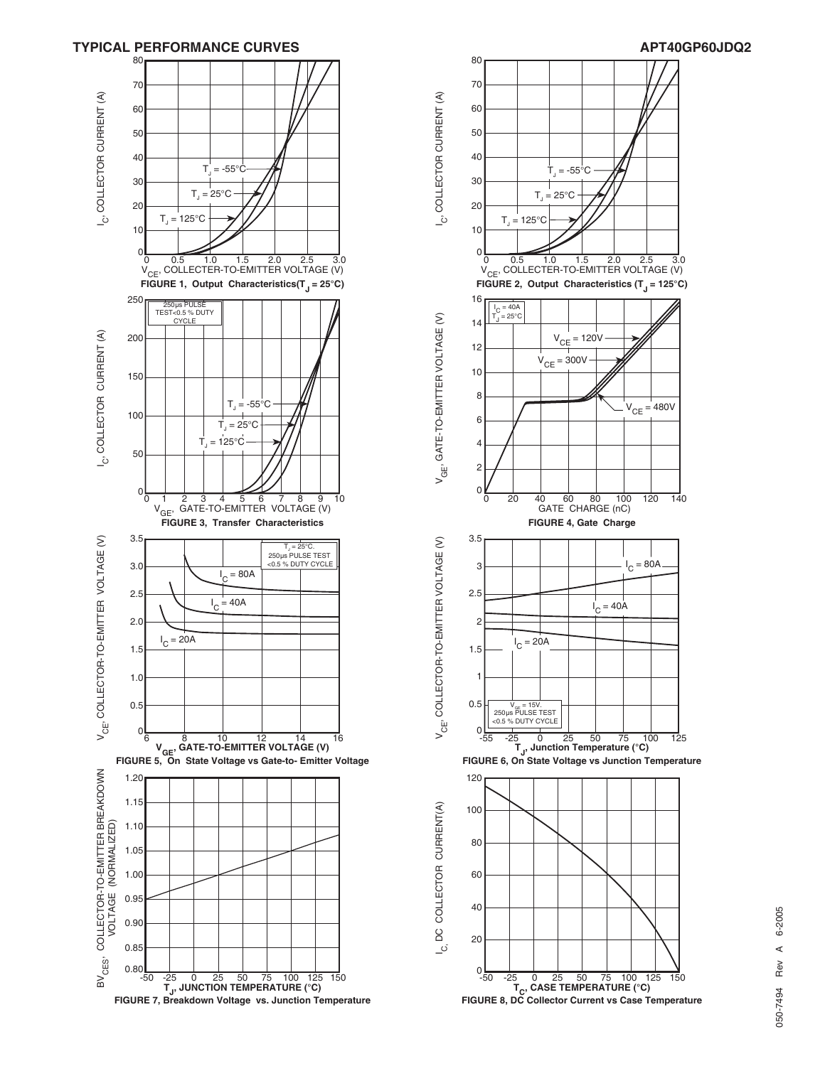## TYPICAL PERFORMANCE CURVES

APT40GP60JDQ2

$I_C$, COLLECTOR CURRENT (A)

$T_J$ = -55°C

$T_J$ = 25°C

$T_J$ = 125°C

$V_{CE}$, COLLECTER-TO-EMITTER VOLTAGE (V)

**FIGURE 1, Output Characteristics($T_J$ = 25°C)**

$I_C$, COLLECTOR CURRENT (A)

$T_J$ = -55°C

$T_J$ = 25°C

$T_J$ = 125°C

$V_{CE}$, COLLECTER-TO-EMITTER VOLTAGE (V)

**FIGURE 2, Output Characteristics ($T_J$ = 125°C)**

$I_C$, COLLECTOR CURRENT (A)

250µs PULSE TEST<0.5 % DUTY CYCLE

$T_J$ = -55°C

$T_J$ = 25°C

$T_J$ = 125°C

$V_{GE}$, GATE-TO-EMITTER VOLTAGE (V)

**FIGURE 3, Transfer Characteristics**

$V_{GE}$, GATE-TO-EMITTER VOLTAGE (V)

$I_C$ = 40A
$T_J$ = 25°C

$V_{CE}$ = 120V

$V_{CE}$ = 300V

$V_{CE}$ = 480V

GATE CHARGE (nC)

**FIGURE 4, Gate Charge**

$V_{CE}$, COLLECTOR-TO-EMITTER VOLTAGE (V)

$T_J$ = 25°C.
250µs PULSE TEST
<0.5 % DUTY CYCLE

$I_C$ = 80A

$I_C$ = 40A

$I_C$ = 20A

$V_{GE}$, GATE-TO-EMITTER VOLTAGE (V)

**FIGURE 5, On State Voltage vs Gate-to- Emitter Voltage**

$V_{CE}$, COLLECTOR-TO-EMITTER VOLTAGE (V)

$I_C$ = 80A

$I_C$ = 40A

$I_C$ = 20A

$V_{GE}$ = 15V.
250µs PULSE TEST
<0.5 % DUTY CYCLE

$T_J$, Junction Temperature (°C)

**FIGURE 6, On State Voltage vs Junction Temperature**

$BV_{CES}$, COLLECTOR-TO-EMITTER BREAKDOWN VOLTAGE (NORMALIZED)

$T_J$, JUNCTION TEMPERATURE (°C)

**FIGURE 7, Breakdown Voltage vs. Junction Temperature**

$I_C$, DC COLLECTOR CURRENT(A)

$T_C$, CASE TEMPERATURE (°C)

**FIGURE 8, DC Collector Current vs Case Temperature**

050-7494 Rev A 6-2005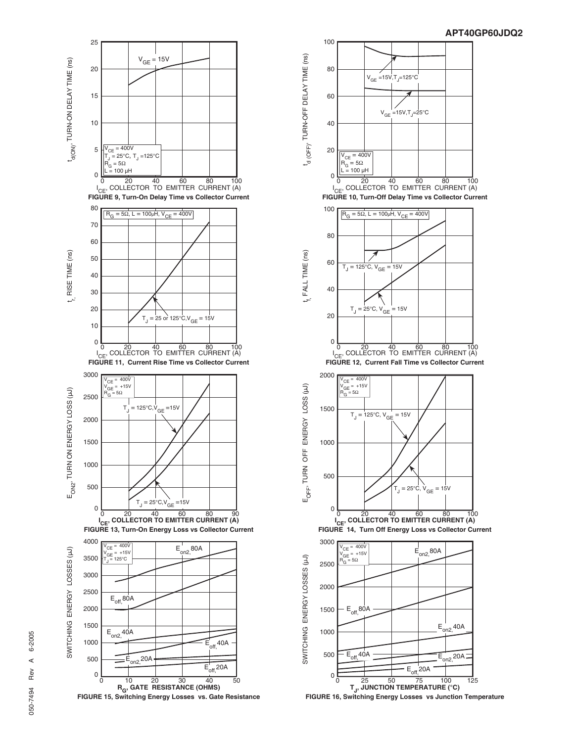FIGURE 9, Turn-On Delay Time vs Collector Current

FIGURE 10, Turn-Off Delay Time vs Collector Current

FIGURE 11, Current Rise Time vs Collector Current

FIGURE 12, Current Fall Time vs Collector Current

FIGURE 13, Turn-On Energy Loss vs Collector Current

FIGURE 14, Turn Off Energy Loss vs Collector Current

FIGURE 15, Switching Energy Losses vs. Gate Resistance

FIGURE 16, Switching Energy Losses vs Junction Temperature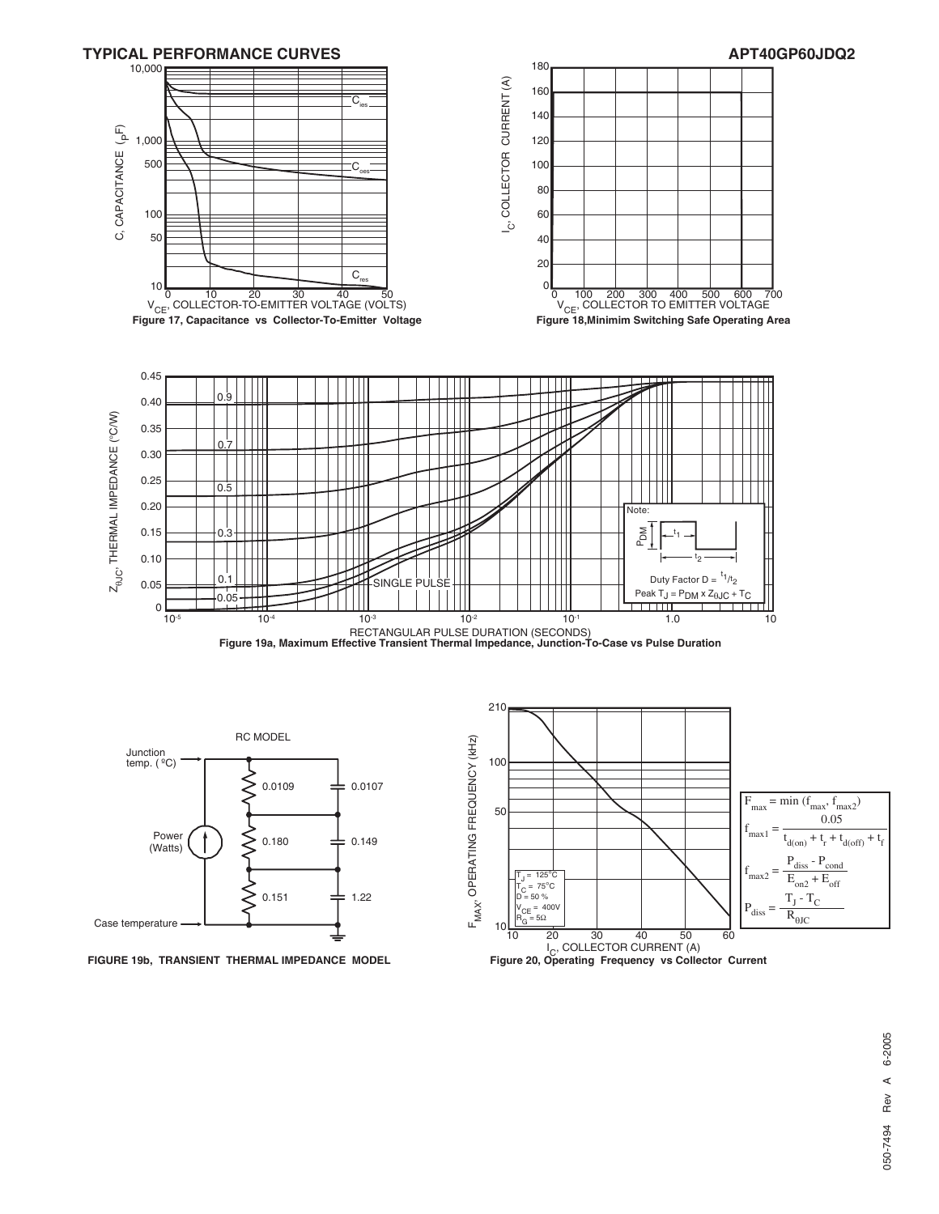## TYPICAL PERFORMANCE CURVES

**Figure 17, Capacitance vs Collector-To-Emitter Voltage**

**Figure 18, Minimim Switching Safe Operating Area**

**Figure 19a, Maximum Effective Transient Thermal Impedance, Junction-To-Case vs Pulse Duration**

Note: Duty Factor $D = t_1/t_2$

Peak $T_J = P_{DM} \times Z_{\theta JC} + T_C$

**RC MODEL**

| Resistance | Capacitance |
|---|---|
| 0.0109 | 0.0107 |
| 0.180 | 0.149 |
| 0.151 | 1.22 |

**FIGURE 19b, TRANSIENT THERMAL IMPEDANCE MODEL**

$T_J = 125°C$, $T_C = 75°C$, $D = 50\ \%$, $V_{CE} = 400V$, $R_G = 5\Omega$

$$F_{max} = \min(f_{max}, f_{max2})$$

$$f_{max1} = \frac{0.05}{t_{d(on)} + t_r + t_{d(off)} + t_f}$$

$$f_{max2} = \frac{P_{diss} - P_{cond}}{E_{on2} + E_{off}}$$

$$P_{diss} = \frac{T_J - T_C}{R_{\theta JC}}$$

**Figure 20, Operating Frequency vs Collector Current**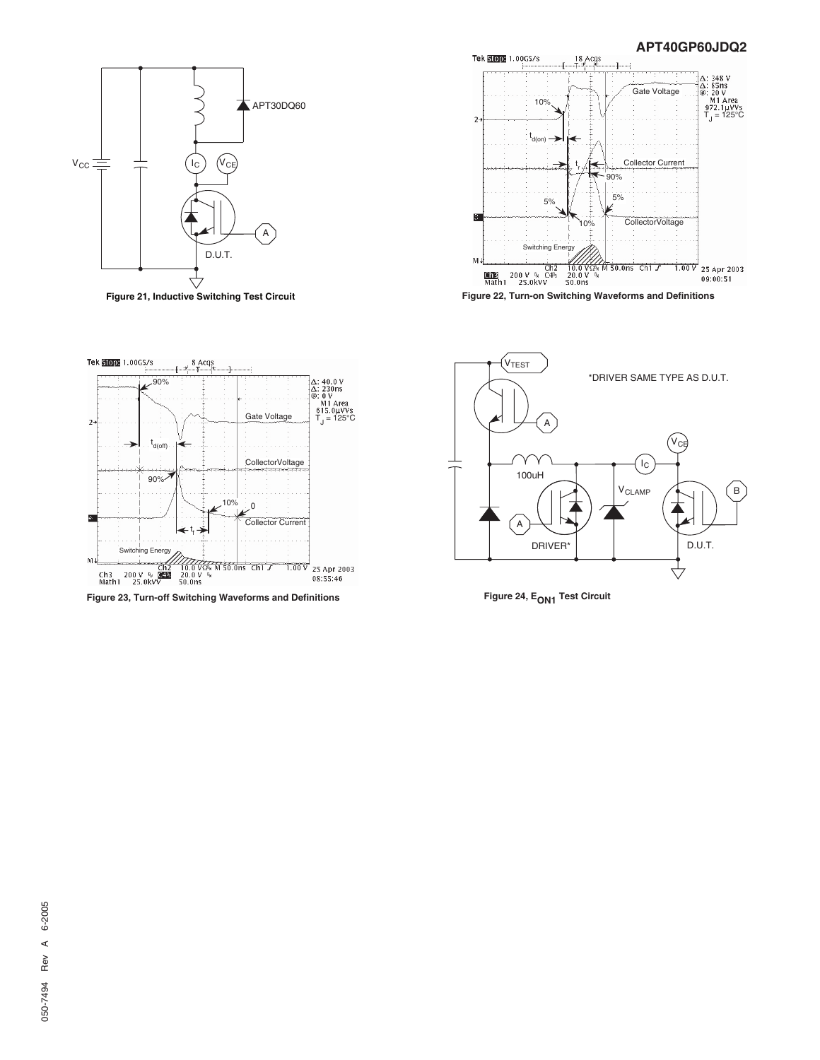Figure 21, Inductive Switching Test Circuit

Figure 22, Turn-on Switching Waveforms and Definitions

Figure 23, Turn-off Switching Waveforms and Definitions

Figure 24, $E_{ON1}$ Test Circuit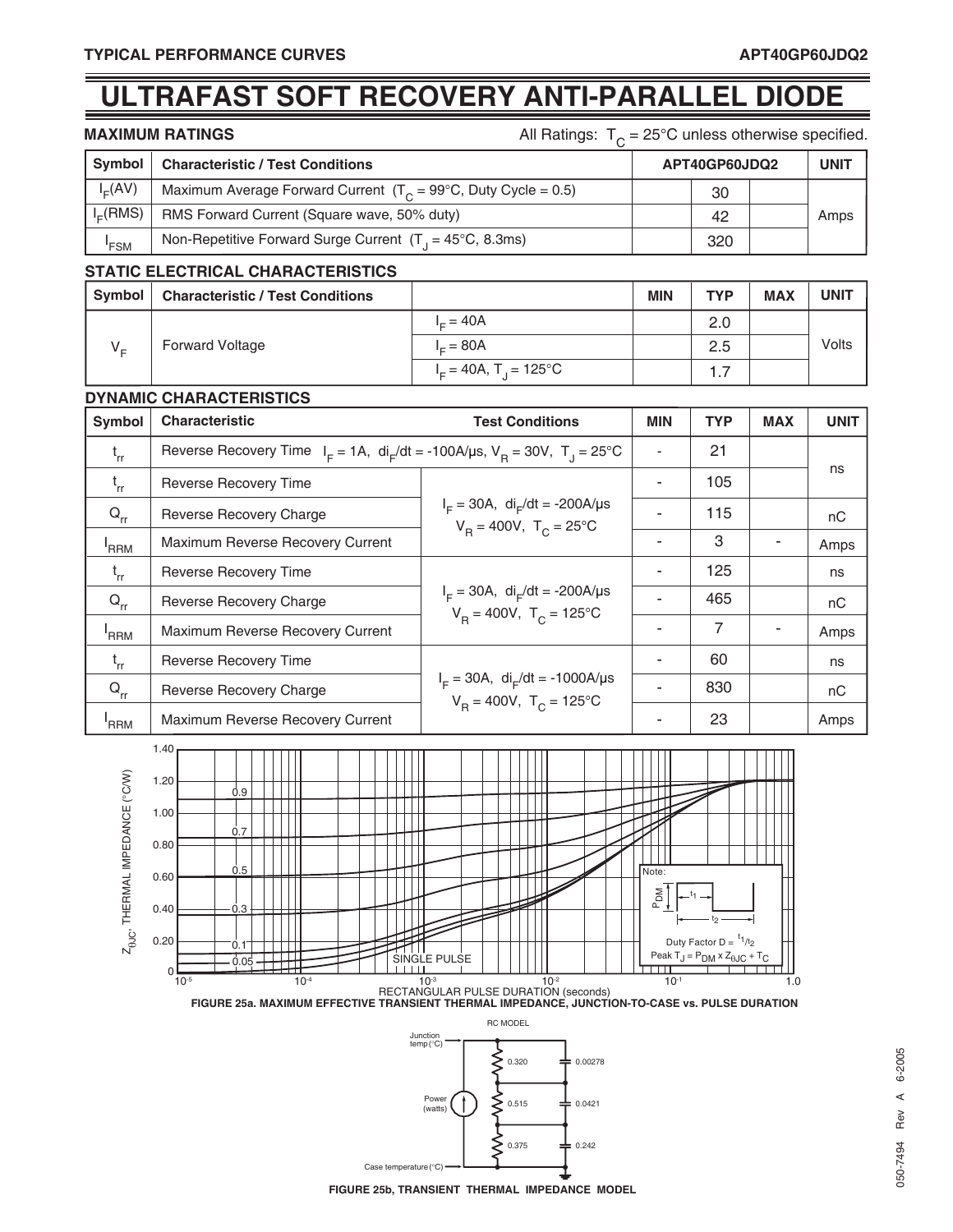# ULTRAFAST SOFT RECOVERY ANTI-PARALLEL DIODE

**MAXIMUM RATINGS**

All Ratings: $T_C$ = 25°C unless otherwise specified.

| Symbol | Characteristic / Test Conditions | APT40GP60JDQ2 | UNIT |
|---|---|---|---|
| $I_F(AV)$ | Maximum Average Forward Current ($T_C$ = 99°C, Duty Cycle = 0.5) | 30 | Amps |
| $I_F(RMS)$ | RMS Forward Current (Square wave, 50% duty) | 42 | Amps |
| $I_{FSM}$ | Non-Repetitive Forward Surge Current ($T_J$ = 45°C, 8.3ms) | 320 | Amps |

**STATIC ELECTRICAL CHARACTERISTICS**

| Symbol | Characteristic / Test Conditions | | MIN | TYP | MAX | UNIT |
|---|---|---|---|---|---|---|
| $V_F$ | Forward Voltage | $I_F$ = 40A | | 2.0 | | Volts |
| | | $I_F$ = 80A | | 2.5 | | |
| | | $I_F$ = 40A, $T_J$ = 125°C | | 1.7 | | |

**DYNAMIC CHARACTERISTICS**

| Symbol | Characteristic | Test Conditions | MIN | TYP | MAX | UNIT |
|---|---|---|---|---|---|---|
| $t_{rr}$ | Reverse Recovery Time | $I_F$ = 1A, $di_F/dt$ = -100A/µs, $V_R$ = 30V, $T_J$ = 25°C | - | 21 | | ns |
| $t_{rr}$ | Reverse Recovery Time | $I_F$ = 30A, $di_F/dt$ = -200A/µs, $V_R$ = 400V, $T_C$ = 25°C | - | 105 | | ns |
| $Q_{rr}$ | Reverse Recovery Charge | | - | 115 | | nC |
| $I_{RRM}$ | Maximum Reverse Recovery Current | | - | 3 | - | Amps |
| $t_{rr}$ | Reverse Recovery Time | $I_F$ = 30A, $di_F/dt$ = -200A/µs, $V_R$ = 400V, $T_C$ = 125°C | - | 125 | | ns |
| $Q_{rr}$ | Reverse Recovery Charge | | - | 465 | | nC |
| $I_{RRM}$ | Maximum Reverse Recovery Current | | - | 7 | - | Amps |
| $t_{rr}$ | Reverse Recovery Time | $I_F$ = 30A, $di_F/dt$ = -1000A/µs, $V_R$ = 400V, $T_C$ = 125°C | - | 60 | | ns |
| $Q_{rr}$ | Reverse Recovery Charge | | - | 830 | | nC |
| $I_{RRM}$ | Maximum Reverse Recovery Current | | - | 23 | | Amps |

**FIGURE 25a. MAXIMUM EFFECTIVE TRANSIENT THERMAL IMPEDANCE, JUNCTION-TO-CASE vs. PULSE DURATION**

**FIGURE 25b, TRANSIENT THERMAL IMPEDANCE MODEL**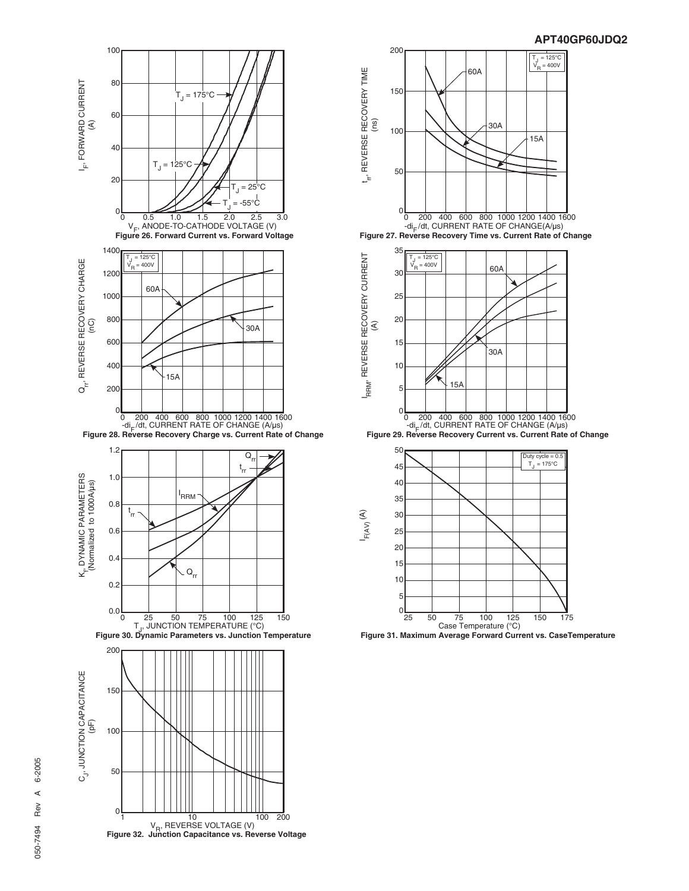Figure 26. Forward Current vs. Forward Voltage

Figure 27. Reverse Recovery Time vs. Current Rate of Change

Figure 28. Reverse Recovery Charge vs. Current Rate of Change

Figure 29. Reverse Recovery Current vs. Current Rate of Change

Figure 30. Dynamic Parameters vs. Junction Temperature

Figure 31. Maximum Average Forward Current vs. CaseTemperature

Figure 32. Junction Capacitance vs. Reverse Voltage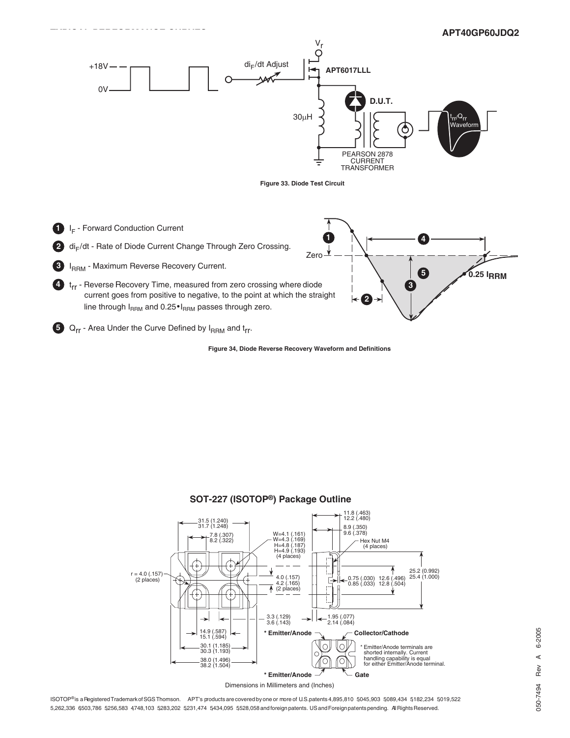+18V

0V

$di_F$/dt Adjust

$V_r$

APT6017LLL

D.U.T.

30μH

PEARSON 2878 CURRENT TRANSFORMER

$t_{rr}/Q_{rr}$ Waveform

Figure 33. Diode Test Circuit

1. $I_F$ - Forward Conduction Current
2. $di_F/dt$ - Rate of Diode Current Change Through Zero Crossing.
3. $I_{RRM}$ - Maximum Reverse Recovery Current.
4. $t_{rr}$ - Reverse Recovery Time, measured from zero crossing where diode current goes from positive to negative, to the point at which the straight line through $I_{RRM}$ and $0.25 \cdot I_{RRM}$ passes through zero.
5. $Q_{rr}$ - Area Under the Curve Defined by $I_{RRM}$ and $t_{rr}$.

Zero

0.25 $I_{RRM}$

Figure 34, Diode Reverse Recovery Waveform and Definitions

## SOT-227 (ISOTOP®) Package Outline

31.5 (1.240)
31.7 (1.248)

7.8 (.307)
8.2 (.322)

W=4.1 (.161)
W=4.3 (.169)
H=4.8 (.187)
H=4.9 (.193)
(4 places)

r = 4.0 (.157)
(2 places)

4.0 (.157)
4.2 (.165)
(2 places)

3.3 (.129)
3.6 (.143)

14.9 (.587)
15.1 (.594)

30.1 (1.185)
30.3 (1.193)

38.0 (1.496)
38.2 (1.504)

11.8 (.463)
12.2 (.480)

8.9 (.350)
9.6 (.378)

Hex Nut M4
(4 places)

25.2 (0.992)
25.4 (1.000)

0.75 (.030)
0.85 (.033)

12.6 (.496)
12.8 (.504)

1.95 (.077)
2.14 (.084)

\* Emitter/Anode

Collector/Cathode

\* Emitter/Anode terminals are shorted internally. Current handling capability is equal for either Emitter/Anode terminal.

\* Emitter/Anode

Gate

Dimensions in Millimeters and (Inches)

ISOTOP® is a Registered Trademark of SGS Thomson. APT's products are covered by one or more of U.S.patents 4,895,810 5045,903 5089,434 5182,234 5019,522 5,262,336 6503,786 5256,583 4748,103 5283,202 5231,474 5434,095 5528,058 and foreign patents. US and Foreign patents pending. All Rights Reserved.